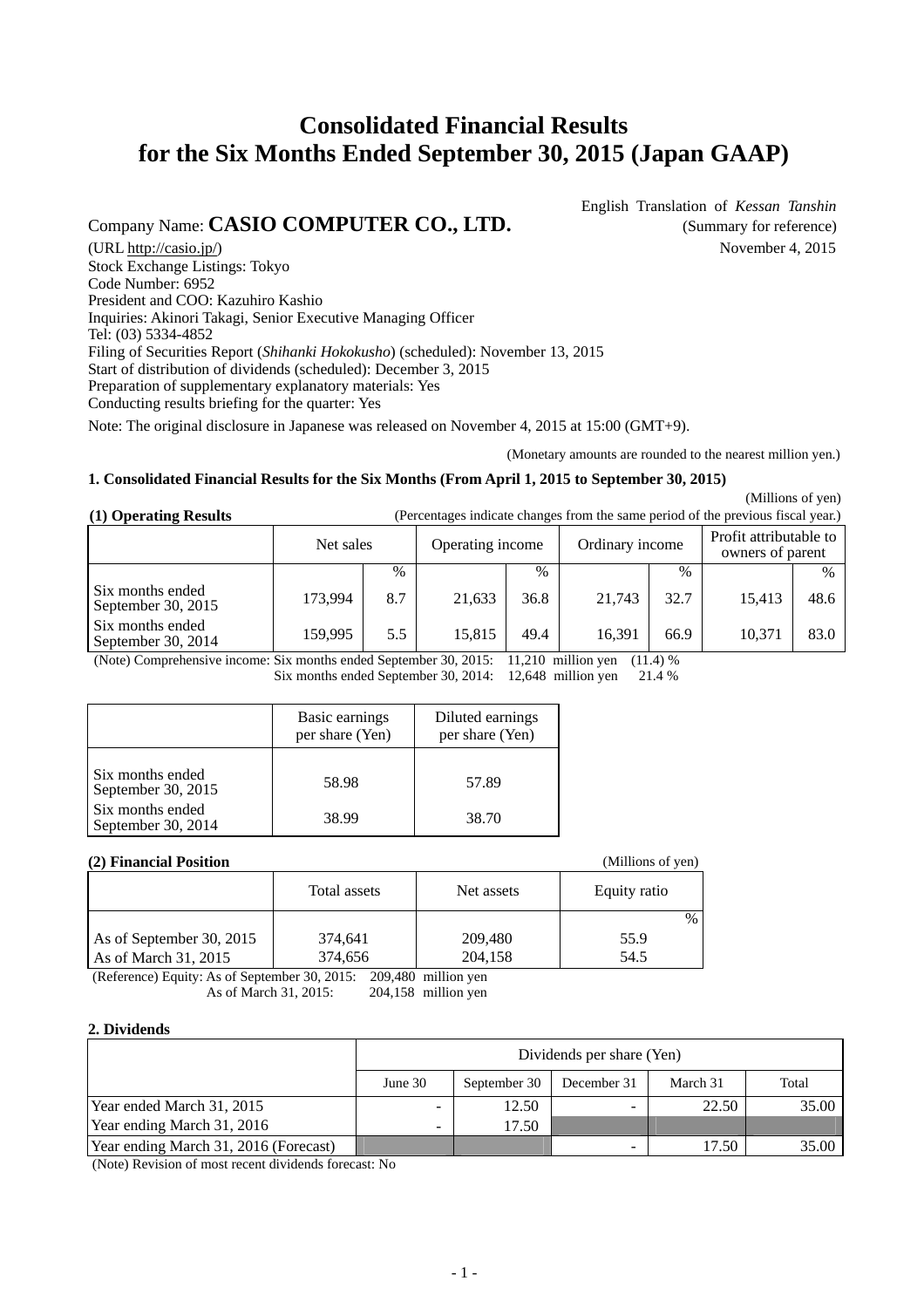# Consolidated Financial Results for the Six Months Ended September 30, 2015 (Japan GAAP)

English Translation of *Kessan Tanshin*
(Summary for reference)
November 4, 2015

Company Name: **CASIO COMPUTER CO., LTD.**

(URL http://casio.jp/)
Stock Exchange Listings: Tokyo
Code Number: 6952
President and COO: Kazuhiro Kashio
Inquiries: Akinori Takagi, Senior Executive Managing Officer
Tel: (03) 5334-4852
Filing of Securities Report (*Shihanki Hokokusho*) (scheduled): November 13, 2015
Start of distribution of dividends (scheduled): December 3, 2015
Preparation of supplementary explanatory materials: Yes
Conducting results briefing for the quarter: Yes

Note: The original disclosure in Japanese was released on November 4, 2015 at 15:00 (GMT+9).

(Monetary amounts are rounded to the nearest million yen.)

### 1. Consolidated Financial Results for the Six Months (From April 1, 2015 to September 30, 2015)

(Millions of yen)

**(1) Operating Results** (Percentages indicate changes from the same period of the previous fiscal year.)

| | Net sales | | Operating income | | Ordinary income | | Profit attributable to owners of parent | |
|---|---|---|---|---|---|---|---|---|
| | | % | | % | | % | | % |
| Six months ended September 30, 2015 | 173,994 | 8.7 | 21,633 | 36.8 | 21,743 | 32.7 | 15,413 | 48.6 |
| Six months ended September 30, 2014 | 159,995 | 5.5 | 15,815 | 49.4 | 16,391 | 66.9 | 10,371 | 83.0 |

(Note) Comprehensive income: Six months ended September 30, 2015: 11,210 million yen (11.4) %
Six months ended September 30, 2014: 12,648 million yen 21.4 %

| | Basic earnings per share (Yen) | Diluted earnings per share (Yen) |
|---|---|---|
| Six months ended September 30, 2015 | 58.98 | 57.89 |
| Six months ended September 30, 2014 | 38.99 | 38.70 |

**(2) Financial Position** (Millions of yen)

| | Total assets | Net assets | Equity ratio |
|---|---|---|---|
| | | | % |
| As of September 30, 2015 | 374,641 | 209,480 | 55.9 |
| As of March 31, 2015 | 374,656 | 204,158 | 54.5 |

(Reference) Equity: As of September 30, 2015: 209,480 million yen
As of March 31, 2015: 204,158 million yen

### 2. Dividends

| | Dividends per share (Yen) | | | | |
|---|---|---|---|---|---|
| | June 30 | September 30 | December 31 | March 31 | Total |
| Year ended March 31, 2015 | - | 12.50 | - | 22.50 | 35.00 |
| Year ending March 31, 2016 | - | 17.50 | | | |
| Year ending March 31, 2016 (Forecast) | | | - | 17.50 | 35.00 |

(Note) Revision of most recent dividends forecast: No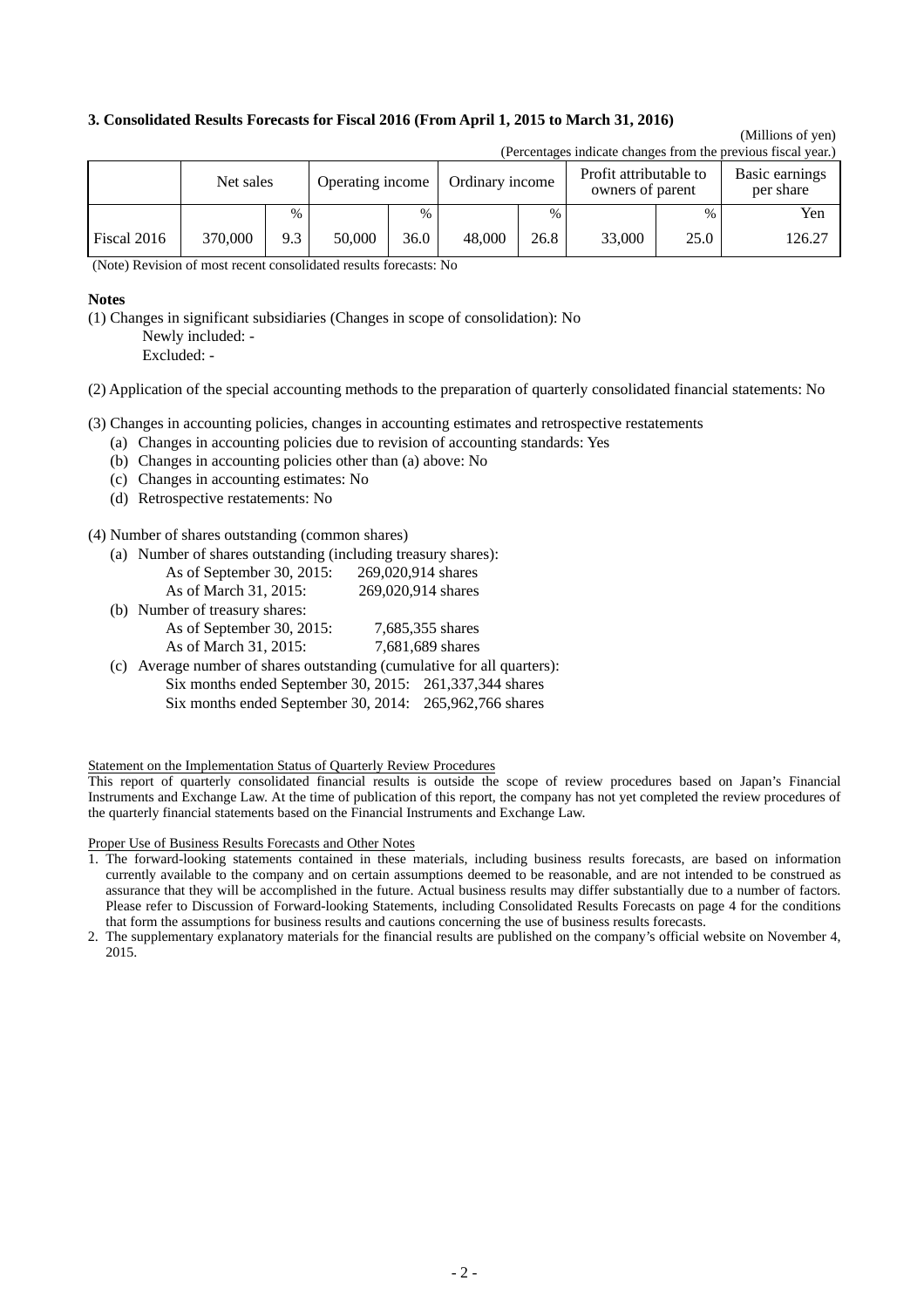### 3. Consolidated Results Forecasts for Fiscal 2016 (From April 1, 2015 to March 31, 2016)

(Millions of yen)

(Percentages indicate changes from the previous fiscal year.)

| | Net sales | | Operating income | | Ordinary income | | Profit attributable to owners of parent | | Basic earnings per share |
|---|---|---|---|---|---|---|---|---|---|
| | | % | | % | | % | | % | Yen |
| Fiscal 2016 | 370,000 | 9.3 | 50,000 | 36.0 | 48,000 | 26.8 | 33,000 | 25.0 | 126.27 |

(Note) Revision of most recent consolidated results forecasts: No

**Notes**

(1) Changes in significant subsidiaries (Changes in scope of consolidation): No
 Newly included: -
 Excluded: -

(2) Application of the special accounting methods to the preparation of quarterly consolidated financial statements: No

(3) Changes in accounting policies, changes in accounting estimates and retrospective restatements
- (a) Changes in accounting policies due to revision of accounting standards: Yes
- (b) Changes in accounting policies other than (a) above: No
- (c) Changes in accounting estimates: No
- (d) Retrospective restatements: No

(4) Number of shares outstanding (common shares)
- (a) Number of shares outstanding (including treasury shares):
  - As of September 30, 2015: 269,020,914 shares
  - As of March 31, 2015: 269,020,914 shares
- (b) Number of treasury shares:
  - As of September 30, 2015: 7,685,355 shares
  - As of March 31, 2015: 7,681,689 shares
- (c) Average number of shares outstanding (cumulative for all quarters):
  - Six months ended September 30, 2015: 261,337,344 shares
  - Six months ended September 30, 2014: 265,962,766 shares

Statement on the Implementation Status of Quarterly Review Procedures

This report of quarterly consolidated financial results is outside the scope of review procedures based on Japan's Financial Instruments and Exchange Law. At the time of publication of this report, the company has not yet completed the review procedures of the quarterly financial statements based on the Financial Instruments and Exchange Law.

Proper Use of Business Results Forecasts and Other Notes

1. The forward-looking statements contained in these materials, including business results forecasts, are based on information currently available to the company and on certain assumptions deemed to be reasonable, and are not intended to be construed as assurance that they will be accomplished in the future. Actual business results may differ substantially due to a number of factors. Please refer to Discussion of Forward-looking Statements, including Consolidated Results Forecasts on page 4 for the conditions that form the assumptions for business results and cautions concerning the use of business results forecasts.
2. The supplementary explanatory materials for the financial results are published on the company's official website on November 4, 2015.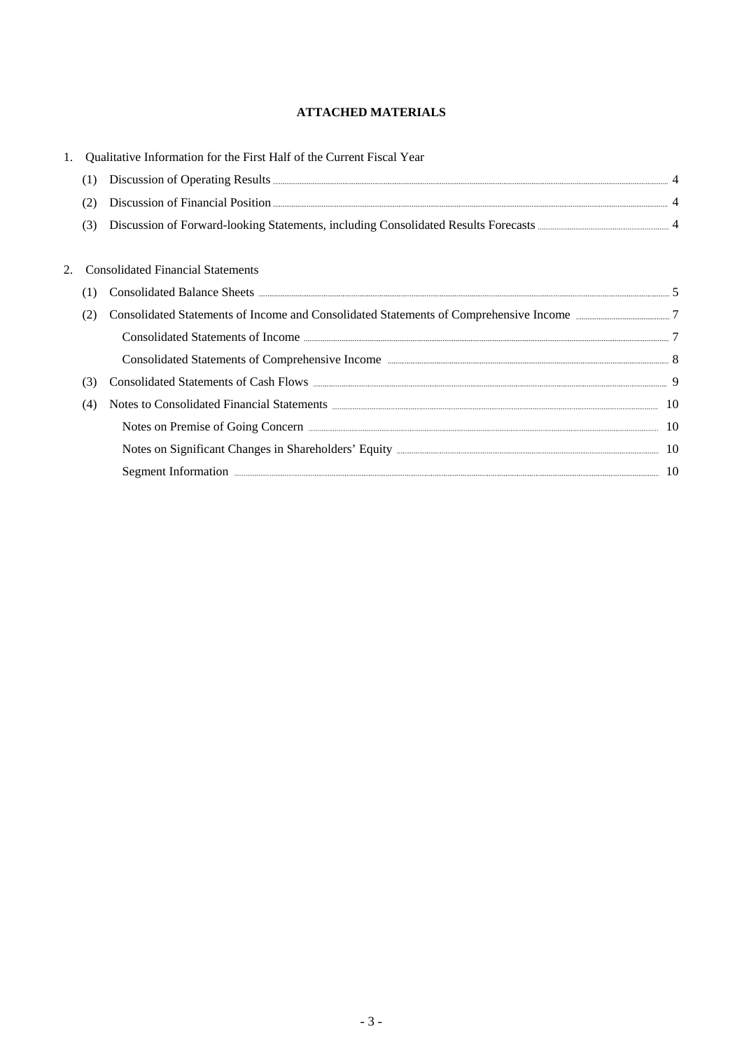## ATTACHED MATERIALS

1. Qualitative Information for the First Half of the Current Fiscal Year
   - (1) Discussion of Operating Results ........ 4
   - (2) Discussion of Financial Position ........ 4
   - (3) Discussion of Forward-looking Statements, including Consolidated Results Forecasts ........ 4

2. Consolidated Financial Statements
   - (1) Consolidated Balance Sheets ........ 5
   - (2) Consolidated Statements of Income and Consolidated Statements of Comprehensive Income ........ 7
     - Consolidated Statements of Income ........ 7
     - Consolidated Statements of Comprehensive Income ........ 8
   - (3) Consolidated Statements of Cash Flows ........ 9
   - (4) Notes to Consolidated Financial Statements ........ 10
     - Notes on Premise of Going Concern ........ 10
     - Notes on Significant Changes in Shareholders' Equity ........ 10
     - Segment Information ........ 10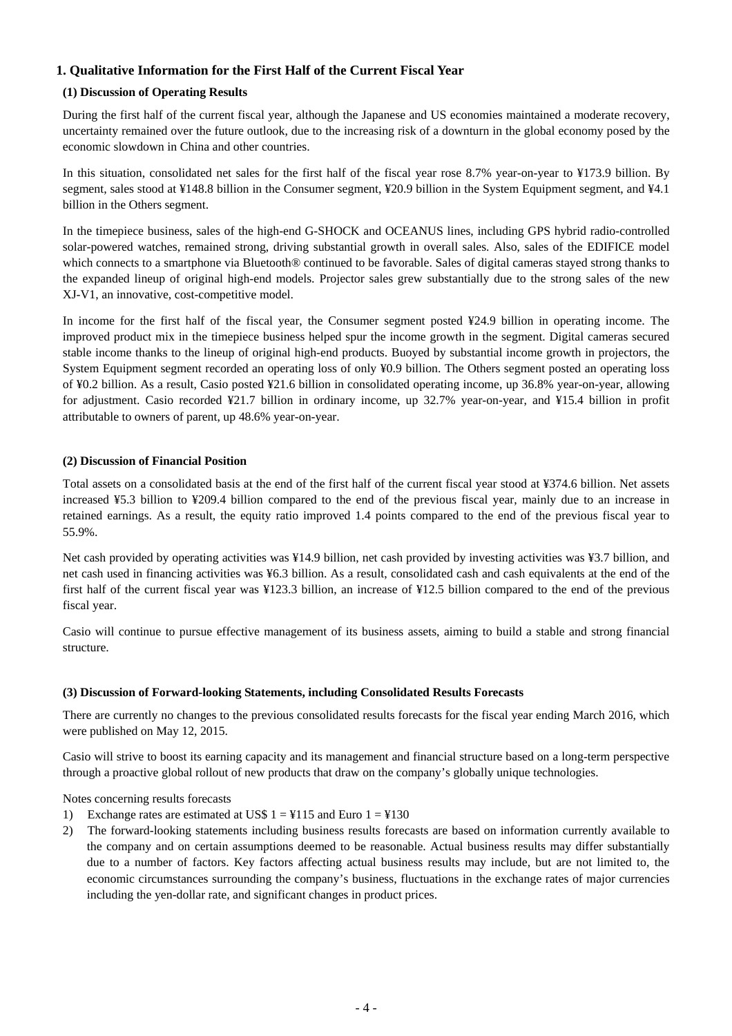## 1. Qualitative Information for the First Half of the Current Fiscal Year

### (1) Discussion of Operating Results

During the first half of the current fiscal year, although the Japanese and US economies maintained a moderate recovery, uncertainty remained over the future outlook, due to the increasing risk of a downturn in the global economy posed by the economic slowdown in China and other countries.

In this situation, consolidated net sales for the first half of the fiscal year rose 8.7% year-on-year to ¥173.9 billion. By segment, sales stood at ¥148.8 billion in the Consumer segment, ¥20.9 billion in the System Equipment segment, and ¥4.1 billion in the Others segment.

In the timepiece business, sales of the high-end G-SHOCK and OCEANUS lines, including GPS hybrid radio-controlled solar-powered watches, remained strong, driving substantial growth in overall sales. Also, sales of the EDIFICE model which connects to a smartphone via Bluetooth® continued to be favorable. Sales of digital cameras stayed strong thanks to the expanded lineup of original high-end models. Projector sales grew substantially due to the strong sales of the new XJ-V1, an innovative, cost-competitive model.

In income for the first half of the fiscal year, the Consumer segment posted ¥24.9 billion in operating income. The improved product mix in the timepiece business helped spur the income growth in the segment. Digital cameras secured stable income thanks to the lineup of original high-end products. Buoyed by substantial income growth in projectors, the System Equipment segment recorded an operating loss of only ¥0.9 billion. The Others segment posted an operating loss of ¥0.2 billion. As a result, Casio posted ¥21.6 billion in consolidated operating income, up 36.8% year-on-year, allowing for adjustment. Casio recorded ¥21.7 billion in ordinary income, up 32.7% year-on-year, and ¥15.4 billion in profit attributable to owners of parent, up 48.6% year-on-year.

### (2) Discussion of Financial Position

Total assets on a consolidated basis at the end of the first half of the current fiscal year stood at ¥374.6 billion. Net assets increased ¥5.3 billion to ¥209.4 billion compared to the end of the previous fiscal year, mainly due to an increase in retained earnings. As a result, the equity ratio improved 1.4 points compared to the end of the previous fiscal year to 55.9%.

Net cash provided by operating activities was ¥14.9 billion, net cash provided by investing activities was ¥3.7 billion, and net cash used in financing activities was ¥6.3 billion. As a result, consolidated cash and cash equivalents at the end of the first half of the current fiscal year was ¥123.3 billion, an increase of ¥12.5 billion compared to the end of the previous fiscal year.

Casio will continue to pursue effective management of its business assets, aiming to build a stable and strong financial structure.

### (3) Discussion of Forward-looking Statements, including Consolidated Results Forecasts

There are currently no changes to the previous consolidated results forecasts for the fiscal year ending March 2016, which were published on May 12, 2015.

Casio will strive to boost its earning capacity and its management and financial structure based on a long-term perspective through a proactive global rollout of new products that draw on the company's globally unique technologies.

Notes concerning results forecasts

1) Exchange rates are estimated at US$ 1 = ¥115 and Euro 1 = ¥130
2) The forward-looking statements including business results forecasts are based on information currently available to the company and on certain assumptions deemed to be reasonable. Actual business results may differ substantially due to a number of factors. Key factors affecting actual business results may include, but are not limited to, the economic circumstances surrounding the company's business, fluctuations in the exchange rates of major currencies including the yen-dollar rate, and significant changes in product prices.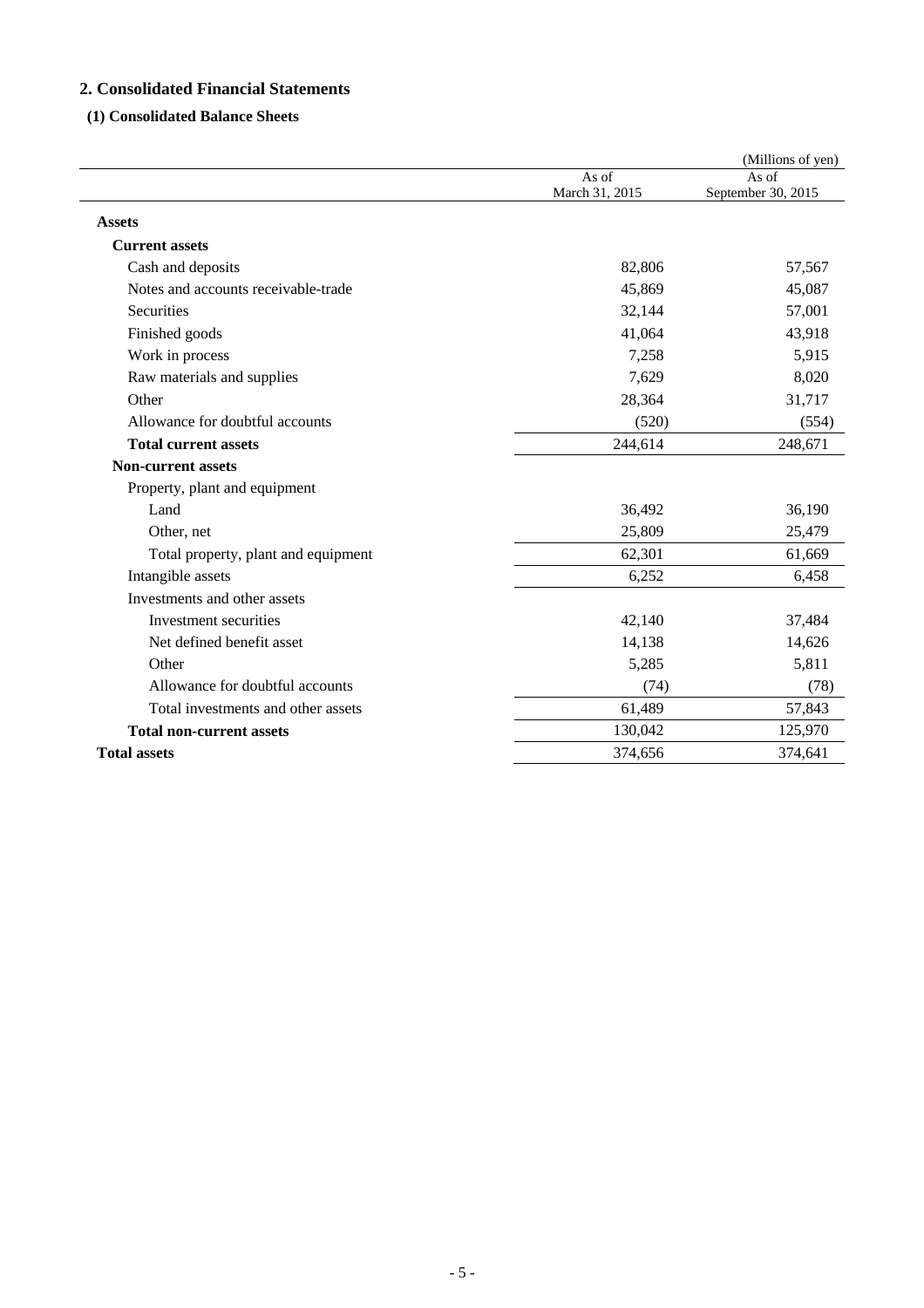## 2. Consolidated Financial Statements

### (1) Consolidated Balance Sheets

(Millions of yen)

| | As of March 31, 2015 | As of September 30, 2015 |
|---|---|---|
| **Assets** | | |
| **Current assets** | | |
| Cash and deposits | 82,806 | 57,567 |
| Notes and accounts receivable-trade | 45,869 | 45,087 |
| Securities | 32,144 | 57,001 |
| Finished goods | 41,064 | 43,918 |
| Work in process | 7,258 | 5,915 |
| Raw materials and supplies | 7,629 | 8,020 |
| Other | 28,364 | 31,717 |
| Allowance for doubtful accounts | (520) | (554) |
| **Total current assets** | 244,614 | 248,671 |
| **Non-current assets** | | |
| Property, plant and equipment | | |
| Land | 36,492 | 36,190 |
| Other, net | 25,809 | 25,479 |
| Total property, plant and equipment | 62,301 | 61,669 |
| Intangible assets | 6,252 | 6,458 |
| Investments and other assets | | |
| Investment securities | 42,140 | 37,484 |
| Net defined benefit asset | 14,138 | 14,626 |
| Other | 5,285 | 5,811 |
| Allowance for doubtful accounts | (74) | (78) |
| Total investments and other assets | 61,489 | 57,843 |
| **Total non-current assets** | 130,042 | 125,970 |
| **Total assets** | 374,656 | 374,641 |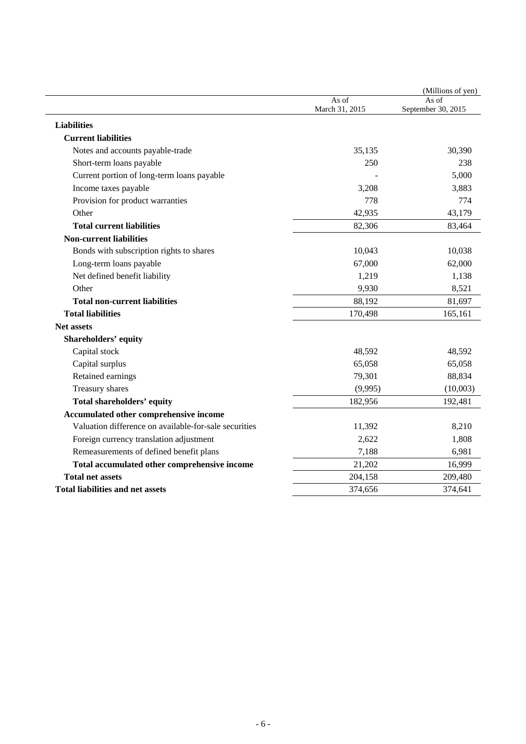(Millions of yen)

| | As of March 31, 2015 | As of September 30, 2015 |
|---|---|---|
| **Liabilities** | | |
| **Current liabilities** | | |
| Notes and accounts payable-trade | 35,135 | 30,390 |
| Short-term loans payable | 250 | 238 |
| Current portion of long-term loans payable | - | 5,000 |
| Income taxes payable | 3,208 | 3,883 |
| Provision for product warranties | 778 | 774 |
| Other | 42,935 | 43,179 |
| **Total current liabilities** | 82,306 | 83,464 |
| **Non-current liabilities** | | |
| Bonds with subscription rights to shares | 10,043 | 10,038 |
| Long-term loans payable | 67,000 | 62,000 |
| Net defined benefit liability | 1,219 | 1,138 |
| Other | 9,930 | 8,521 |
| **Total non-current liabilities** | 88,192 | 81,697 |
| **Total liabilities** | 170,498 | 165,161 |
| **Net assets** | | |
| **Shareholders' equity** | | |
| Capital stock | 48,592 | 48,592 |
| Capital surplus | 65,058 | 65,058 |
| Retained earnings | 79,301 | 88,834 |
| Treasury shares | (9,995) | (10,003) |
| **Total shareholders' equity** | 182,956 | 192,481 |
| **Accumulated other comprehensive income** | | |
| Valuation difference on available-for-sale securities | 11,392 | 8,210 |
| Foreign currency translation adjustment | 2,622 | 1,808 |
| Remeasurements of defined benefit plans | 7,188 | 6,981 |
| **Total accumulated other comprehensive income** | 21,202 | 16,999 |
| **Total net assets** | 204,158 | 209,480 |
| **Total liabilities and net assets** | 374,656 | 374,641 |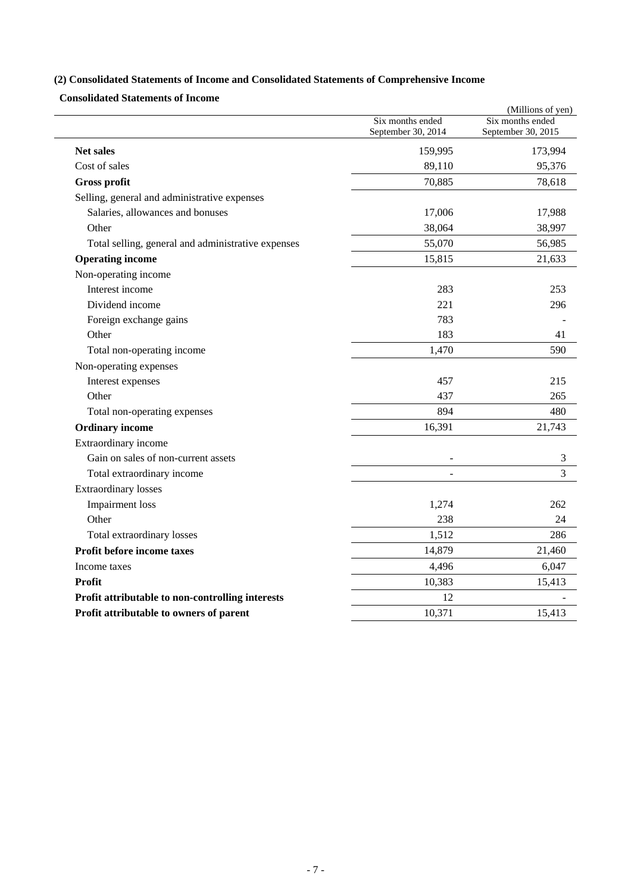### (2) Consolidated Statements of Income and Consolidated Statements of Comprehensive Income

**Consolidated Statements of Income**

(Millions of yen)

| | Six months ended September 30, 2014 | Six months ended September 30, 2015 |
|---|---|---|
| **Net sales** | 159,995 | 173,994 |
| Cost of sales | 89,110 | 95,376 |
| **Gross profit** | 70,885 | 78,618 |
| Selling, general and administrative expenses | | |
| Salaries, allowances and bonuses | 17,006 | 17,988 |
| Other | 38,064 | 38,997 |
| Total selling, general and administrative expenses | 55,070 | 56,985 |
| **Operating income** | 15,815 | 21,633 |
| Non-operating income | | |
| Interest income | 283 | 253 |
| Dividend income | 221 | 296 |
| Foreign exchange gains | 783 | - |
| Other | 183 | 41 |
| Total non-operating income | 1,470 | 590 |
| Non-operating expenses | | |
| Interest expenses | 457 | 215 |
| Other | 437 | 265 |
| Total non-operating expenses | 894 | 480 |
| **Ordinary income** | 16,391 | 21,743 |
| Extraordinary income | | |
| Gain on sales of non-current assets | - | 3 |
| Total extraordinary income | - | 3 |
| Extraordinary losses | | |
| Impairment loss | 1,274 | 262 |
| Other | 238 | 24 |
| Total extraordinary losses | 1,512 | 286 |
| **Profit before income taxes** | 14,879 | 21,460 |
| Income taxes | 4,496 | 6,047 |
| **Profit** | 10,383 | 15,413 |
| **Profit attributable to non-controlling interests** | 12 | - |
| **Profit attributable to owners of parent** | 10,371 | 15,413 |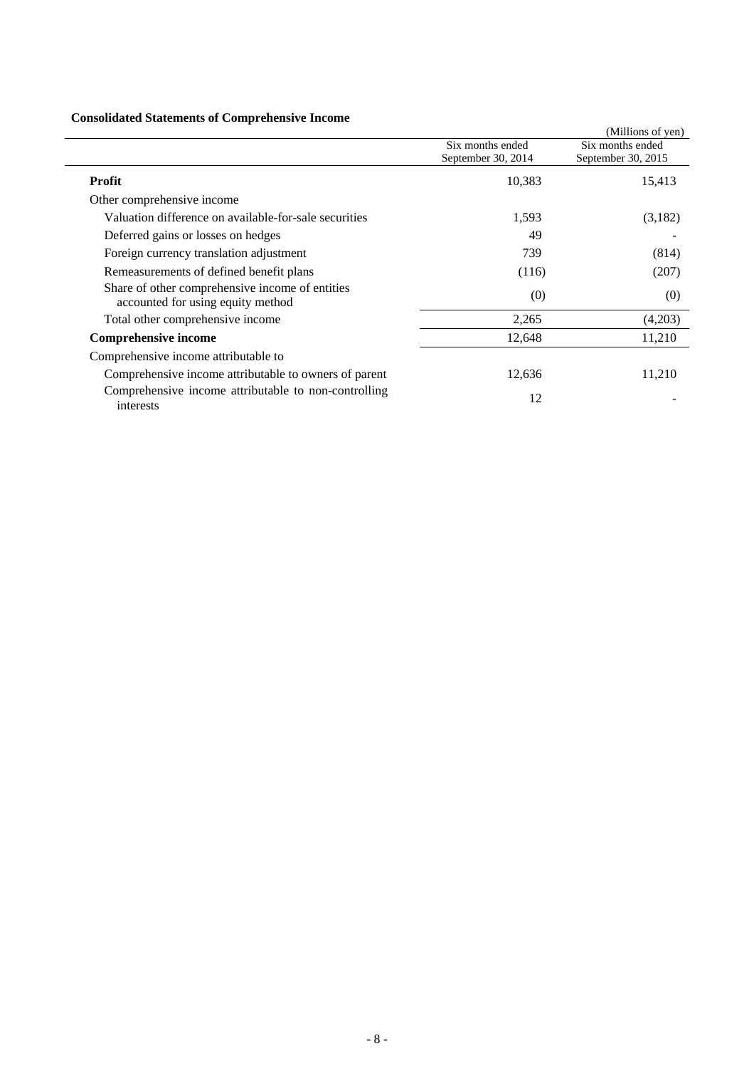### Consolidated Statements of Comprehensive Income

(Millions of yen)

| | Six months ended September 30, 2014 | Six months ended September 30, 2015 |
|---|---|---|
| **Profit** | 10,383 | 15,413 |
| Other comprehensive income | | |
| Valuation difference on available-for-sale securities | 1,593 | (3,182) |
| Deferred gains or losses on hedges | 49 | - |
| Foreign currency translation adjustment | 739 | (814) |
| Remeasurements of defined benefit plans | (116) | (207) |
| Share of other comprehensive income of entities accounted for using equity method | (0) | (0) |
| Total other comprehensive income | 2,265 | (4,203) |
| **Comprehensive income** | 12,648 | 11,210 |
| Comprehensive income attributable to | | |
| Comprehensive income attributable to owners of parent | 12,636 | 11,210 |
| Comprehensive income attributable to non-controlling interests | 12 | - |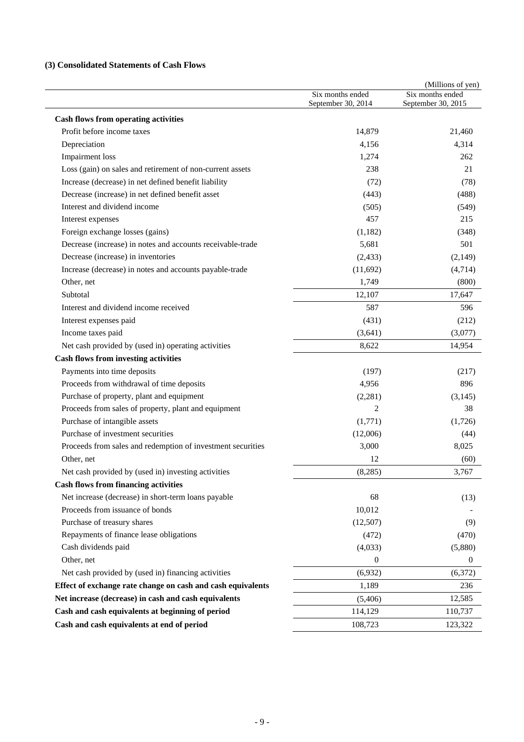### (3) Consolidated Statements of Cash Flows

(Millions of yen)

| | Six months ended September 30, 2014 | Six months ended September 30, 2015 |
|---|---|---|
| **Cash flows from operating activities** | | |
| Profit before income taxes | 14,879 | 21,460 |
| Depreciation | 4,156 | 4,314 |
| Impairment loss | 1,274 | 262 |
| Loss (gain) on sales and retirement of non-current assets | 238 | 21 |
| Increase (decrease) in net defined benefit liability | (72) | (78) |
| Decrease (increase) in net defined benefit asset | (443) | (488) |
| Interest and dividend income | (505) | (549) |
| Interest expenses | 457 | 215 |
| Foreign exchange losses (gains) | (1,182) | (348) |
| Decrease (increase) in notes and accounts receivable-trade | 5,681 | 501 |
| Decrease (increase) in inventories | (2,433) | (2,149) |
| Increase (decrease) in notes and accounts payable-trade | (11,692) | (4,714) |
| Other, net | 1,749 | (800) |
| Subtotal | 12,107 | 17,647 |
| Interest and dividend income received | 587 | 596 |
| Interest expenses paid | (431) | (212) |
| Income taxes paid | (3,641) | (3,077) |
| Net cash provided by (used in) operating activities | 8,622 | 14,954 |
| **Cash flows from investing activities** | | |
| Payments into time deposits | (197) | (217) |
| Proceeds from withdrawal of time deposits | 4,956 | 896 |
| Purchase of property, plant and equipment | (2,281) | (3,145) |
| Proceeds from sales of property, plant and equipment | 2 | 38 |
| Purchase of intangible assets | (1,771) | (1,726) |
| Purchase of investment securities | (12,006) | (44) |
| Proceeds from sales and redemption of investment securities | 3,000 | 8,025 |
| Other, net | 12 | (60) |
| Net cash provided by (used in) investing activities | (8,285) | 3,767 |
| **Cash flows from financing activities** | | |
| Net increase (decrease) in short-term loans payable | 68 | (13) |
| Proceeds from issuance of bonds | 10,012 | - |
| Purchase of treasury shares | (12,507) | (9) |
| Repayments of finance lease obligations | (472) | (470) |
| Cash dividends paid | (4,033) | (5,880) |
| Other, net | 0 | 0 |
| Net cash provided by (used in) financing activities | (6,932) | (6,372) |
| **Effect of exchange rate change on cash and cash equivalents** | 1,189 | 236 |
| **Net increase (decrease) in cash and cash equivalents** | (5,406) | 12,585 |
| **Cash and cash equivalents at beginning of period** | 114,129 | 110,737 |
| **Cash and cash equivalents at end of period** | 108,723 | 123,322 |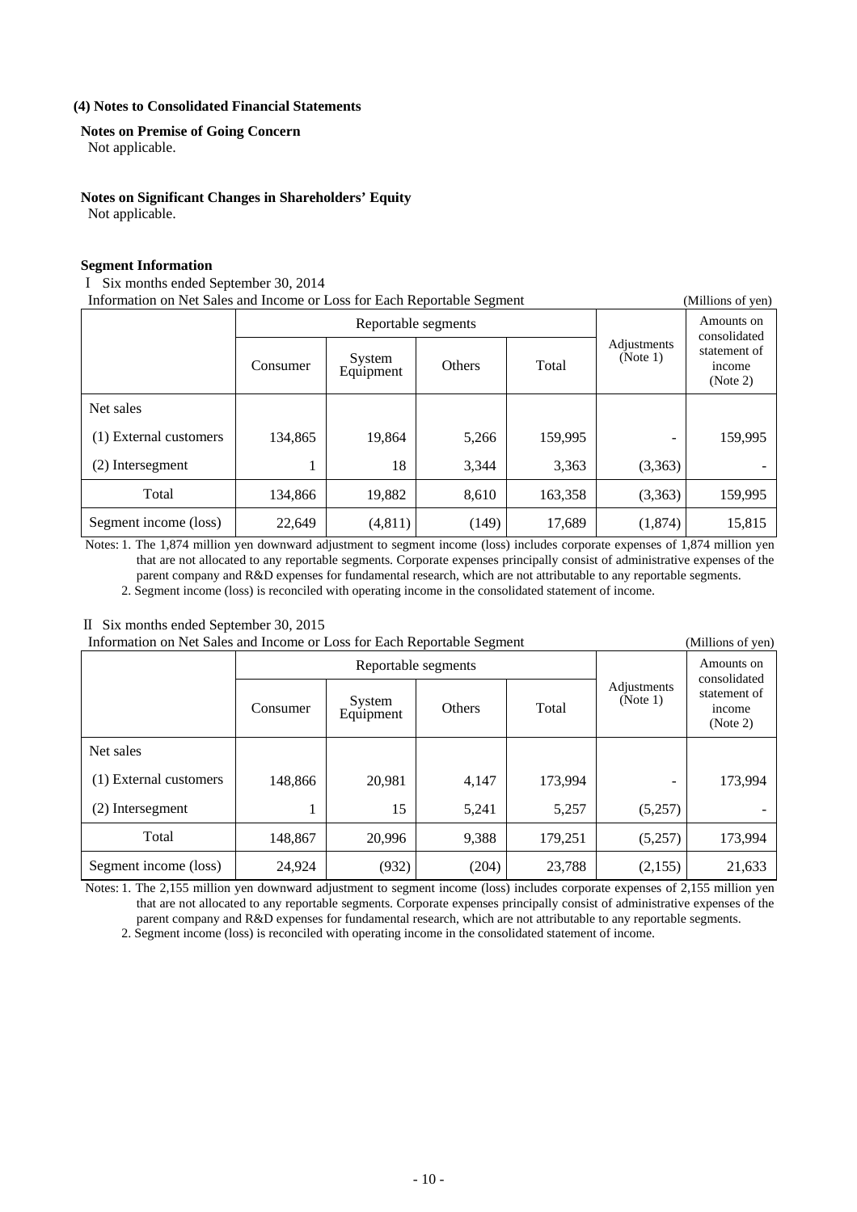### (4) Notes to Consolidated Financial Statements

**Notes on Premise of Going Concern**

Not applicable.

**Notes on Significant Changes in Shareholders' Equity**

Not applicable.

**Segment Information**

Ⅰ Six months ended September 30, 2014

Information on Net Sales and Income or Loss for Each Reportable Segment (Millions of yen)

| | Reportable segments | | | | Adjustments (Note 1) | Amounts on consolidated statement of income (Note 2) |
|---|---|---|---|---|---|---|
| | Consumer | System Equipment | Others | Total | | |
| Net sales | | | | | | |
| (1) External customers | 134,865 | 19,864 | 5,266 | 159,995 | - | 159,995 |
| (2) Intersegment | 1 | 18 | 3,344 | 3,363 | (3,363) | - |
| Total | 134,866 | 19,882 | 8,610 | 163,358 | (3,363) | 159,995 |
| Segment income (loss) | 22,649 | (4,811) | (149) | 17,689 | (1,874) | 15,815 |

Notes: 1. The 1,874 million yen downward adjustment to segment income (loss) includes corporate expenses of 1,874 million yen that are not allocated to any reportable segments. Corporate expenses principally consist of administrative expenses of the parent company and R&D expenses for fundamental research, which are not attributable to any reportable segments.

2. Segment income (loss) is reconciled with operating income in the consolidated statement of income.

Ⅱ Six months ended September 30, 2015

Information on Net Sales and Income or Loss for Each Reportable Segment (Millions of yen)

| | Reportable segments | | | | Adjustments (Note 1) | Amounts on consolidated statement of income (Note 2) |
|---|---|---|---|---|---|---|
| | Consumer | System Equipment | Others | Total | | |
| Net sales | | | | | | |
| (1) External customers | 148,866 | 20,981 | 4,147 | 173,994 | - | 173,994 |
| (2) Intersegment | 1 | 15 | 5,241 | 5,257 | (5,257) | - |
| Total | 148,867 | 20,996 | 9,388 | 179,251 | (5,257) | 173,994 |
| Segment income (loss) | 24,924 | (932) | (204) | 23,788 | (2,155) | 21,633 |

Notes: 1. The 2,155 million yen downward adjustment to segment income (loss) includes corporate expenses of 2,155 million yen that are not allocated to any reportable segments. Corporate expenses principally consist of administrative expenses of the parent company and R&D expenses for fundamental research, which are not attributable to any reportable segments.

2. Segment income (loss) is reconciled with operating income in the consolidated statement of income.